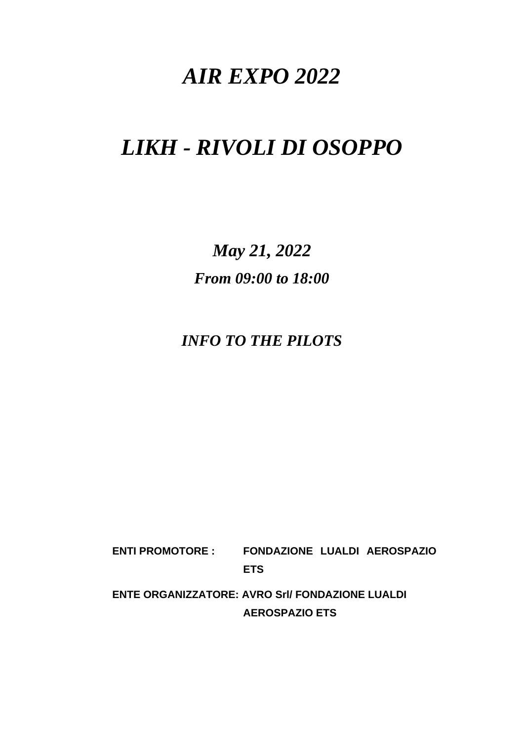# *AIR EXPO 2022*

# *LIKH - RIVOLI DI OSOPPO*

## *May 21, 2022*

## *From 09:00 to 18:00*

## *INFO TO THE PILOTS*

**ENTI PROMOTORE :** **FONDAZIONE LUALDI AEROSPAZIO ETS**

**ENTE ORGANIZZATORE: AVRO Srl/ FONDAZIONE LUALDI AEROSPAZIO ETS**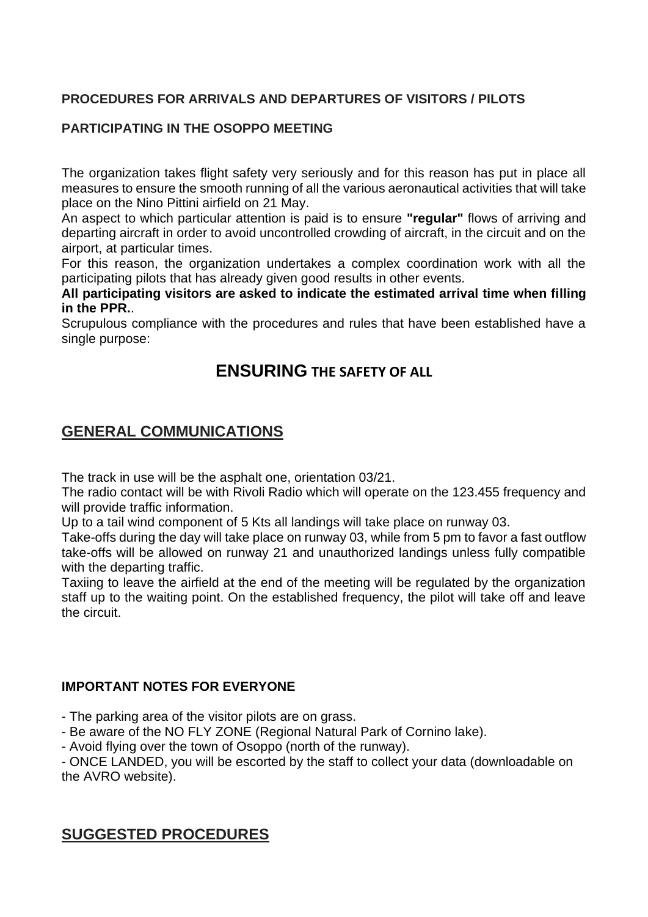**PROCEDURES FOR ARRIVALS AND DEPARTURES OF VISITORS / PILOTS**

**PARTICIPATING IN THE OSOPPO MEETING**

The organization takes flight safety very seriously and for this reason has put in place all measures to ensure the smooth running of all the various aeronautical activities that will take place on the Nino Pittini airfield on 21 May.

An aspect to which particular attention is paid is to ensure **"regular"** flows of arriving and departing aircraft in order to avoid uncontrolled crowding of aircraft, in the circuit and on the airport, at particular times.

For this reason, the organization undertakes a complex coordination work with all the participating pilots that has already given good results in other events.

**All participating visitors are asked to indicate the estimated arrival time when filling in the PPR.**.

Scrupulous compliance with the procedures and rules that have been established have a single purpose:

# ENSURING THE SAFETY OF ALL

## GENERAL COMMUNICATIONS

The track in use will be the asphalt one, orientation 03/21.

The radio contact will be with Rivoli Radio which will operate on the 123.455 frequency and will provide traffic information.

Up to a tail wind component of 5 Kts all landings will take place on runway 03.

Take-offs during the day will take place on runway 03, while from 5 pm to favor a fast outflow take-offs will be allowed on runway 21 and unauthorized landings unless fully compatible with the departing traffic.

Taxiing to leave the airfield at the end of the meeting will be regulated by the organization staff up to the waiting point. On the established frequency, the pilot will take off and leave the circuit.

**IMPORTANT NOTES FOR EVERYONE**

- The parking area of the visitor pilots are on grass.
- Be aware of the NO FLY ZONE (Regional Natural Park of Cornino lake).
- Avoid flying over the town of Osoppo (north of the runway).
- ONCE LANDED, you will be escorted by the staff to collect your data (downloadable on the AVRO website).

## SUGGESTED PROCEDURES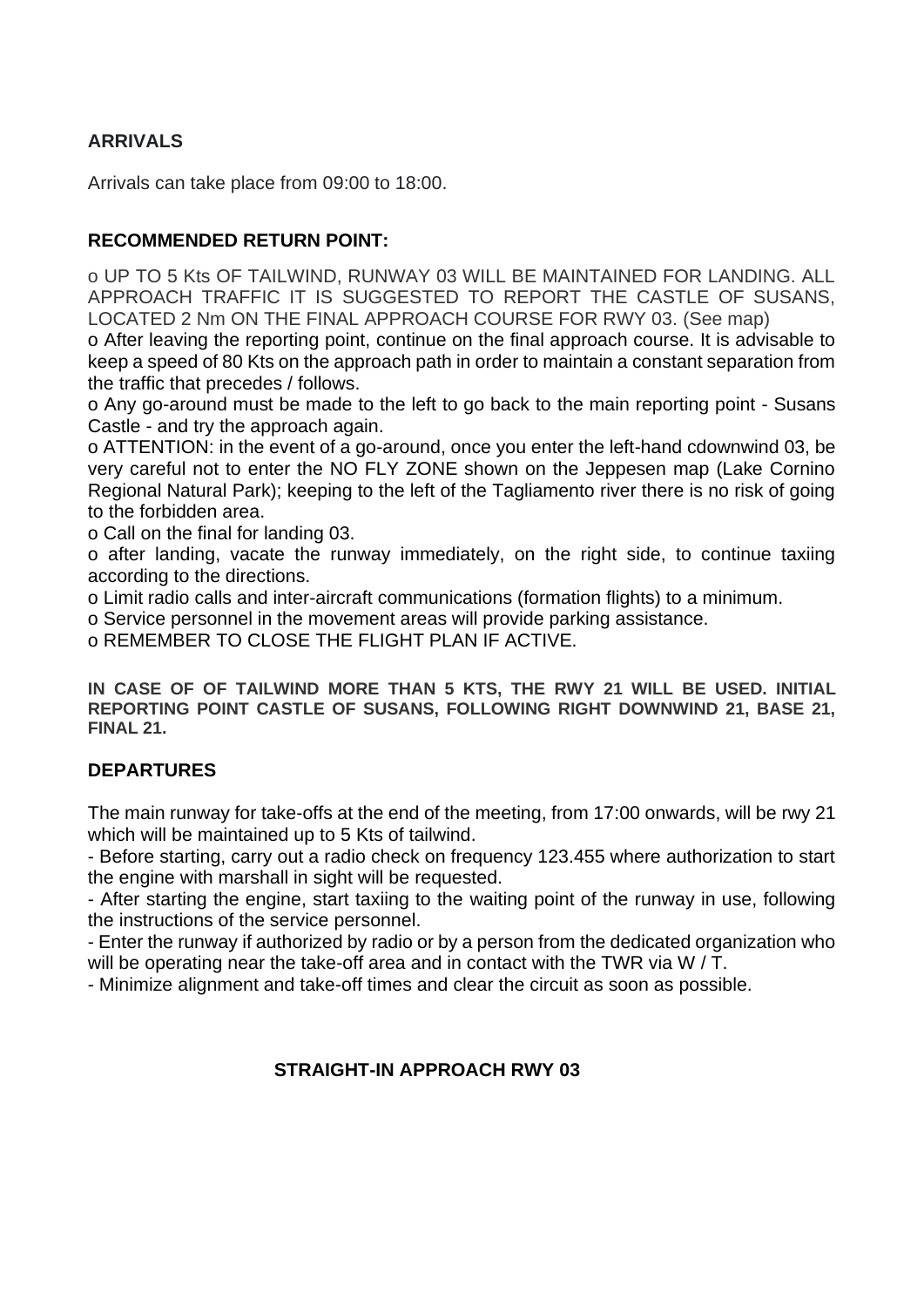## ARRIVALS

Arrivals can take place from 09:00 to 18:00.

## RECOMMENDED RETURN POINT:

- UP TO 5 Kts OF TAILWIND, RUNWAY 03 WILL BE MAINTAINED FOR LANDING. ALL APPROACH TRAFFIC IT IS SUGGESTED TO REPORT THE CASTLE OF SUSANS, LOCATED 2 Nm ON THE FINAL APPROACH COURSE FOR RWY 03. (See map)
- After leaving the reporting point, continue on the final approach course. It is advisable to keep a speed of 80 Kts on the approach path in order to maintain a constant separation from the traffic that precedes / follows.
- Any go-around must be made to the left to go back to the main reporting point - Susans Castle - and try the approach again.
- ATTENTION: in the event of a go-around, once you enter the left-hand cdownwind 03, be very careful not to enter the NO FLY ZONE shown on the Jeppesen map (Lake Cornino Regional Natural Park); keeping to the left of the Tagliamento river there is no risk of going to the forbidden area.
- Call on the final for landing 03.
- after landing, vacate the runway immediately, on the right side, to continue taxiing according to the directions.
- Limit radio calls and inter-aircraft communications (formation flights) to a minimum.
- Service personnel in the movement areas will provide parking assistance.
- REMEMBER TO CLOSE THE FLIGHT PLAN IF ACTIVE.

**IN CASE OF OF TAILWIND MORE THAN 5 KTS, THE RWY 21 WILL BE USED. INITIAL REPORTING POINT CASTLE OF SUSANS, FOLLOWING RIGHT DOWNWIND 21, BASE 21, FINAL 21.**

## DEPARTURES

The main runway for take-offs at the end of the meeting, from 17:00 onwards, will be rwy 21 which will be maintained up to 5 Kts of tailwind.

- Before starting, carry out a radio check on frequency 123.455 where authorization to start the engine with marshall in sight will be requested.
- After starting the engine, start taxiing to the waiting point of the runway in use, following the instructions of the service personnel.
- Enter the runway if authorized by radio or by a person from the dedicated organization who will be operating near the take-off area and in contact with the TWR via W / T.
- Minimize alignment and take-off times and clear the circuit as soon as possible.

## STRAIGHT-IN APPROACH RWY 03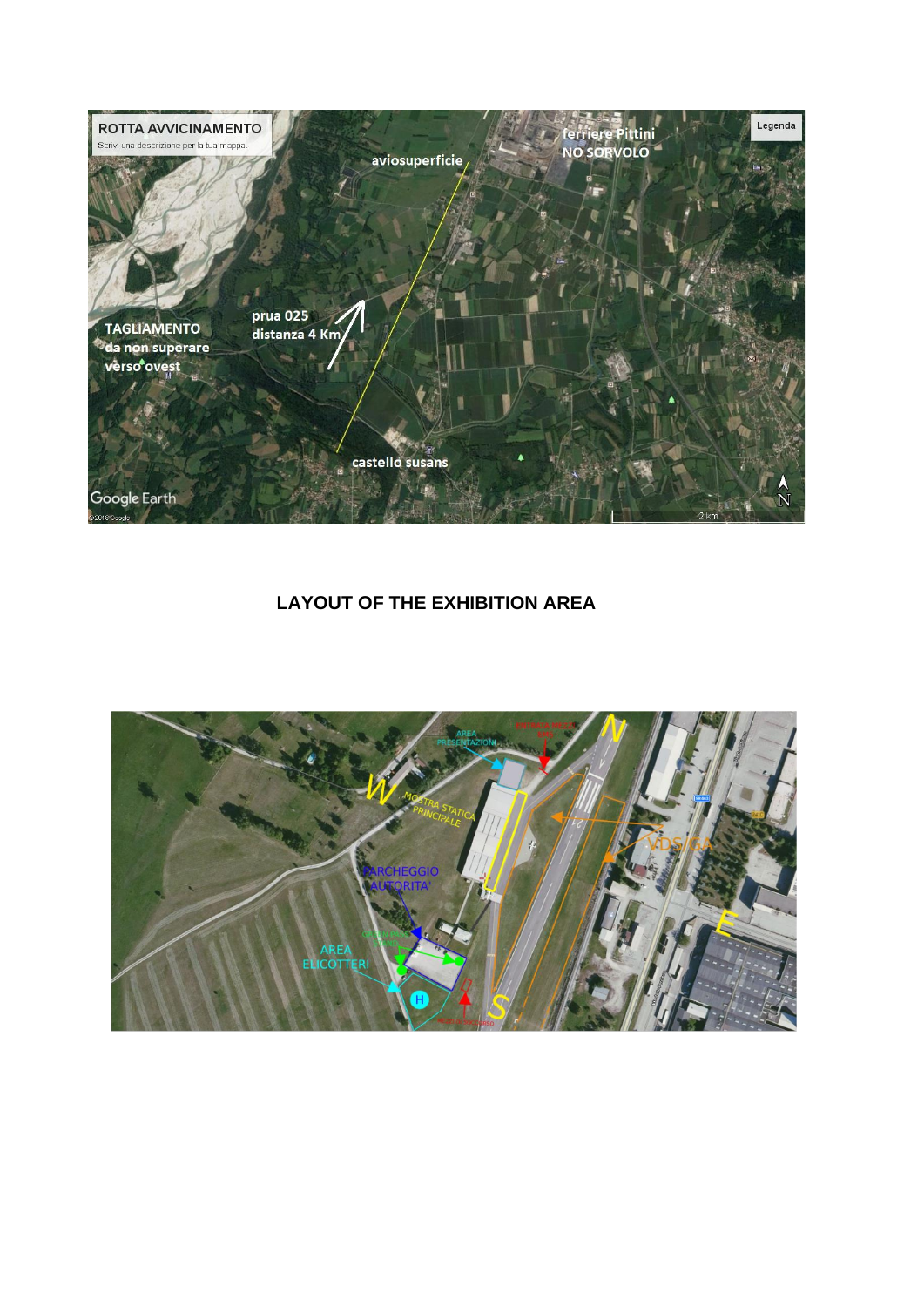ROTTA AVVICINAMENTO

Scrivi una descrizione per la tua mappa.

Legenda

aviosuperficie

ferriere Pittini
NO SORVOLO

prua 025
distanza 4 Km

TAGLIAMENTO
da non superare
verso ovest

castello susans

Google Earth

2 km

## LAYOUT OF THE EXHIBITION AREA

N

W

MOSTRA STATICA PRINCIPALE

AREA PRESENTAZIONI

VDS/GA

PARCHEGGIO AUTORITA'

AREA ELICOTTERI

H

E

S